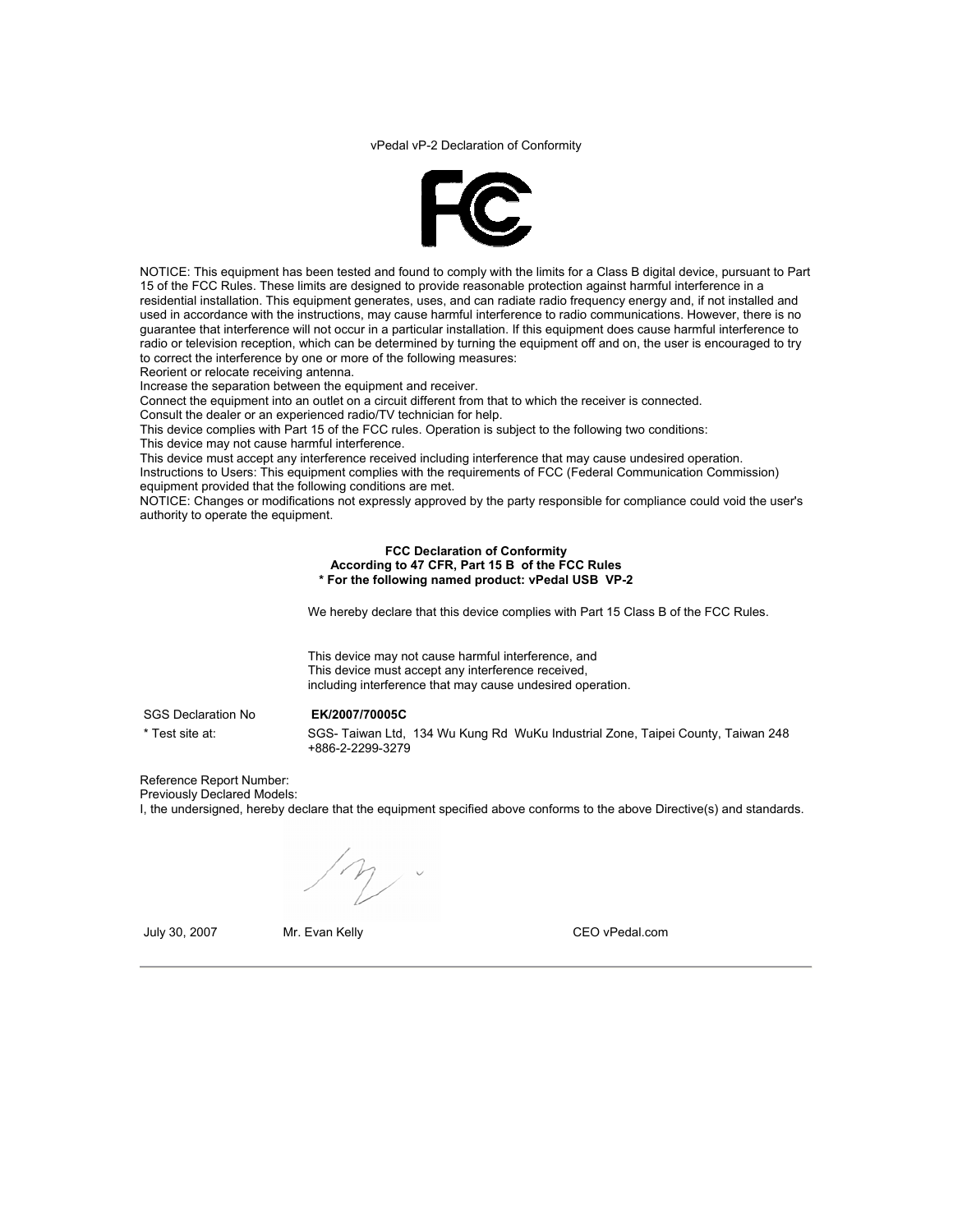vPedal vP-2 Declaration of Conformity

NOTICE: This equipment has been tested and found to comply with the limits for a Class B digital device, pursuant to Part 15 of the FCC Rules. These limits are designed to provide reasonable protection against harmful interference in a residential installation. This equipment generates, uses, and can radiate radio frequency energy and, if not installed and used in accordance with the instructions, may cause harmful interference to radio communications. However, there is no guarantee that interference will not occur in a particular installation. If this equipment does cause harmful interference to radio or television reception, which can be determined by turning the equipment off and on, the user is encouraged to try to correct the interference by one or more of the following measures:
Reorient or relocate receiving antenna.
Increase the separation between the equipment and receiver.
Connect the equipment into an outlet on a circuit different from that to which the receiver is connected.
Consult the dealer or an experienced radio/TV technician for help.
This device complies with Part 15 of the FCC rules. Operation is subject to the following two conditions:
This device may not cause harmful interference.
This device must accept any interference received including interference that may cause undesired operation.
Instructions to Users: This equipment complies with the requirements of FCC (Federal Communication Commission) equipment provided that the following conditions are met.
NOTICE: Changes or modifications not expressly approved by the party responsible for compliance could void the user's authority to operate the equipment.

**FCC Declaration of Conformity**
**According to 47 CFR, Part 15 B of the FCC Rules**
**\* For the following named product: vPedal USB VP-2**

We hereby declare that this device complies with Part 15 Class B of the FCC Rules.

This device may not cause harmful interference, and
This device must accept any interference received,
including interference that may cause undesired operation.

SGS Declaration No **EK/2007/70005C**

\* Test site at: SGS- Taiwan Ltd, 134 Wu Kung Rd WuKu Industrial Zone, Taipei County, Taiwan 248
+886-2-2299-3279

Reference Report Number:
Previously Declared Models:
I, the undersigned, hereby declare that the equipment specified above conforms to the above Directive(s) and standards.

July 30, 2007 Mr. Evan Kelly CEO vPedal.com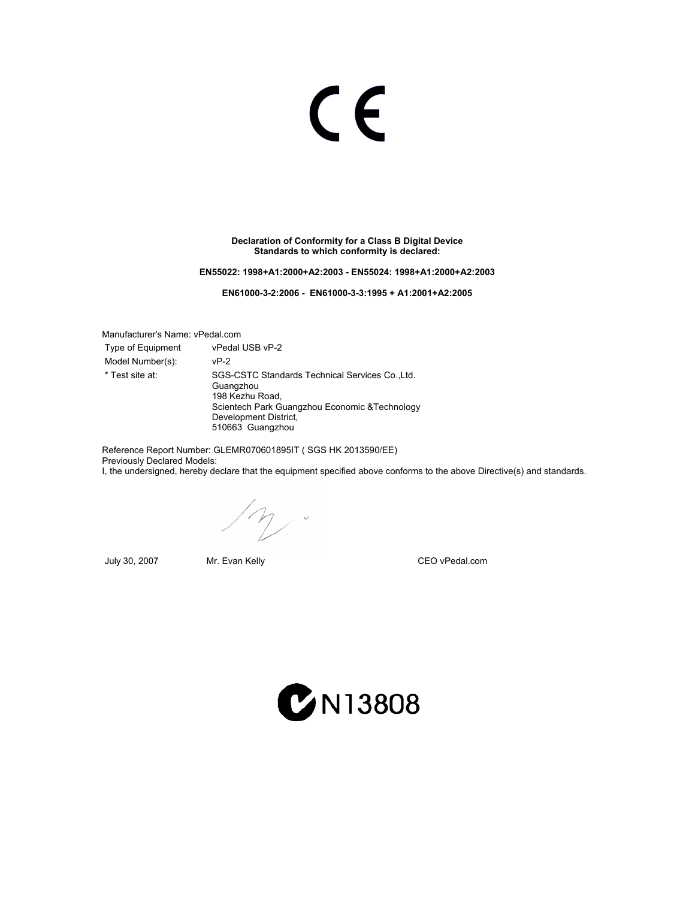CE

**Declaration of Conformity for a Class B Digital Device**
**Standards to which conformity is declared:**

**EN55022: 1998+A1:2000+A2:2003 - EN55024: 1998+A1:2000+A2:2003**

**EN61000-3-2:2006 - EN61000-3-3:1995 + A1:2001+A2:2005**

Manufacturer's Name: vPedal.com

| | |
|---|---|
| Type of Equipment | vPedal USB vP-2 |
| Model Number(s): | vP-2 |
| * Test site at: | SGS-CSTC Standards Technical Services Co.,Ltd.<br>Guangzhou<br>198 Kezhu Road,<br>Scientech Park Guangzhou Economic &Technology<br>Development District,<br>510663 Guangzhou |

Reference Report Number: GLEMR070601895IT ( SGS HK 2013590/EE)
Previously Declared Models:
I, the undersigned, hereby declare that the equipment specified above conforms to the above Directive(s) and standards.

July 30, 2007 Mr. Evan Kelly CEO vPedal.com

N13808